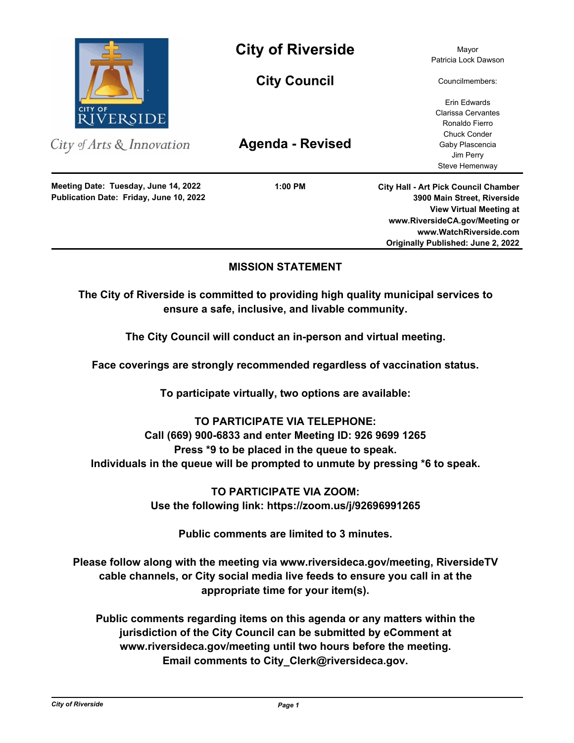CITY OF RIVERSIDE

*City of Arts & Innovation*

# City of Riverside

## City Council

## Agenda - Revised

Mayor
Patricia Lock Dawson

Councilmembers:

Erin Edwards
Clarissa Cervantes
Ronaldo Fierro
Chuck Conder
Gaby Plascencia
Jim Perry
Steve Hemenway

---

**Meeting Date: Tuesday, June 14, 2022**
**Publication Date: Friday, June 10, 2022**

**1:00 PM**

**City Hall - Art Pick Council Chamber**
**3900 Main Street, Riverside**
**View Virtual Meeting at**
**www.RiversideCA.gov/Meeting or**
**www.WatchRiverside.com**
**Originally Published: June 2, 2022**

---

### MISSION STATEMENT

**The City of Riverside is committed to providing high quality municipal services to ensure a safe, inclusive, and livable community.**

**The City Council will conduct an in-person and virtual meeting.**

**Face coverings are strongly recommended regardless of vaccination status.**

**To participate virtually, two options are available:**

**TO PARTICIPATE VIA TELEPHONE:**
**Call (669) 900-6833 and enter Meeting ID: 926 9699 1265**
**Press *9 to be placed in the queue to speak.**
**Individuals in the queue will be prompted to unmute by pressing *6 to speak.**

**TO PARTICIPATE VIA ZOOM:**
**Use the following link: https://zoom.us/j/92696991265**

**Public comments are limited to 3 minutes.**

**Please follow along with the meeting via www.riversideca.gov/meeting, RiversideTV cable channels, or City social media live feeds to ensure you call in at the appropriate time for your item(s).**

**Public comments regarding items on this agenda or any matters within the jurisdiction of the City Council can be submitted by eComment at www.riversideca.gov/meeting until two hours before the meeting. Email comments to City_Clerk@riversideca.gov.**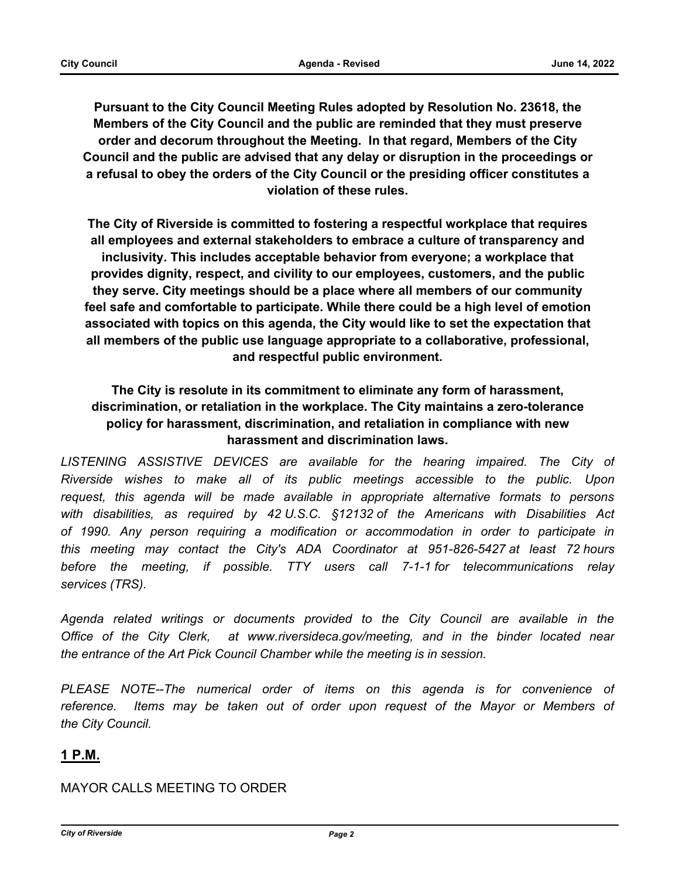**Pursuant to the City Council Meeting Rules adopted by Resolution No. 23618, the Members of the City Council and the public are reminded that they must preserve order and decorum throughout the Meeting. In that regard, Members of the City Council and the public are advised that any delay or disruption in the proceedings or a refusal to obey the orders of the City Council or the presiding officer constitutes a violation of these rules.**

**The City of Riverside is committed to fostering a respectful workplace that requires all employees and external stakeholders to embrace a culture of transparency and inclusivity. This includes acceptable behavior from everyone; a workplace that provides dignity, respect, and civility to our employees, customers, and the public they serve. City meetings should be a place where all members of our community feel safe and comfortable to participate. While there could be a high level of emotion associated with topics on this agenda, the City would like to set the expectation that all members of the public use language appropriate to a collaborative, professional, and respectful public environment.**

**The City is resolute in its commitment to eliminate any form of harassment, discrimination, or retaliation in the workplace. The City maintains a zero-tolerance policy for harassment, discrimination, and retaliation in compliance with new harassment and discrimination laws.**

*LISTENING ASSISTIVE DEVICES are available for the hearing impaired. The City of Riverside wishes to make all of its public meetings accessible to the public. Upon request, this agenda will be made available in appropriate alternative formats to persons with disabilities, as required by 42 U.S.C. §12132 of the Americans with Disabilities Act of 1990. Any person requiring a modification or accommodation in order to participate in this meeting may contact the City's ADA Coordinator at 951-826-5427 at least 72 hours before the meeting, if possible. TTY users call 7-1-1 for telecommunications relay services (TRS).*

*Agenda related writings or documents provided to the City Council are available in the Office of the City Clerk, at www.riversideca.gov/meeting, and in the binder located near the entrance of the Art Pick Council Chamber while the meeting is in session.*

*PLEASE NOTE--The numerical order of items on this agenda is for convenience of reference. Items may be taken out of order upon request of the Mayor or Members of the City Council.*

## 1 P.M.

MAYOR CALLS MEETING TO ORDER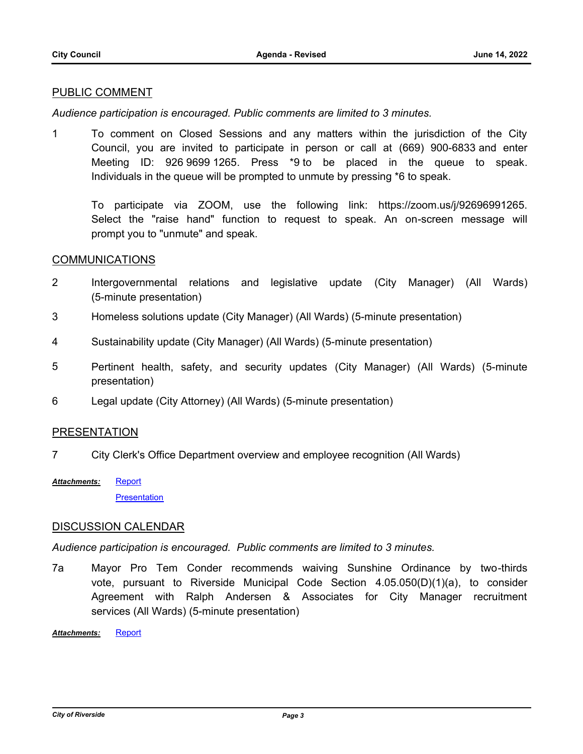## PUBLIC COMMENT

*Audience participation is encouraged. Public comments are limited to 3 minutes.*

1 To comment on Closed Sessions and any matters within the jurisdiction of the City Council, you are invited to participate in person or call at (669) 900-6833 and enter Meeting ID: 926 9699 1265. Press *9 to be placed in the queue to speak. Individuals in the queue will be prompted to unmute by pressing *6 to speak.

To participate via ZOOM, use the following link: https://zoom.us/j/92696991265. Select the "raise hand" function to request to speak. An on-screen message will prompt you to "unmute" and speak.

## COMMUNICATIONS

2 Intergovernmental relations and legislative update (City Manager) (All Wards) (5-minute presentation)

3 Homeless solutions update (City Manager) (All Wards) (5-minute presentation)

4 Sustainability update (City Manager) (All Wards) (5-minute presentation)

5 Pertinent health, safety, and security updates (City Manager) (All Wards) (5-minute presentation)

6 Legal update (City Attorney) (All Wards) (5-minute presentation)

## PRESENTATION

7 City Clerk's Office Department overview and employee recognition (All Wards)

***Attachments:*** Report

Presentation

## DISCUSSION CALENDAR

*Audience participation is encouraged. Public comments are limited to 3 minutes.*

7a Mayor Pro Tem Conder recommends waiving Sunshine Ordinance by two-thirds vote, pursuant to Riverside Municipal Code Section 4.05.050(D)(1)(a), to consider Agreement with Ralph Andersen & Associates for City Manager recruitment services (All Wards) (5-minute presentation)

***Attachments:*** Report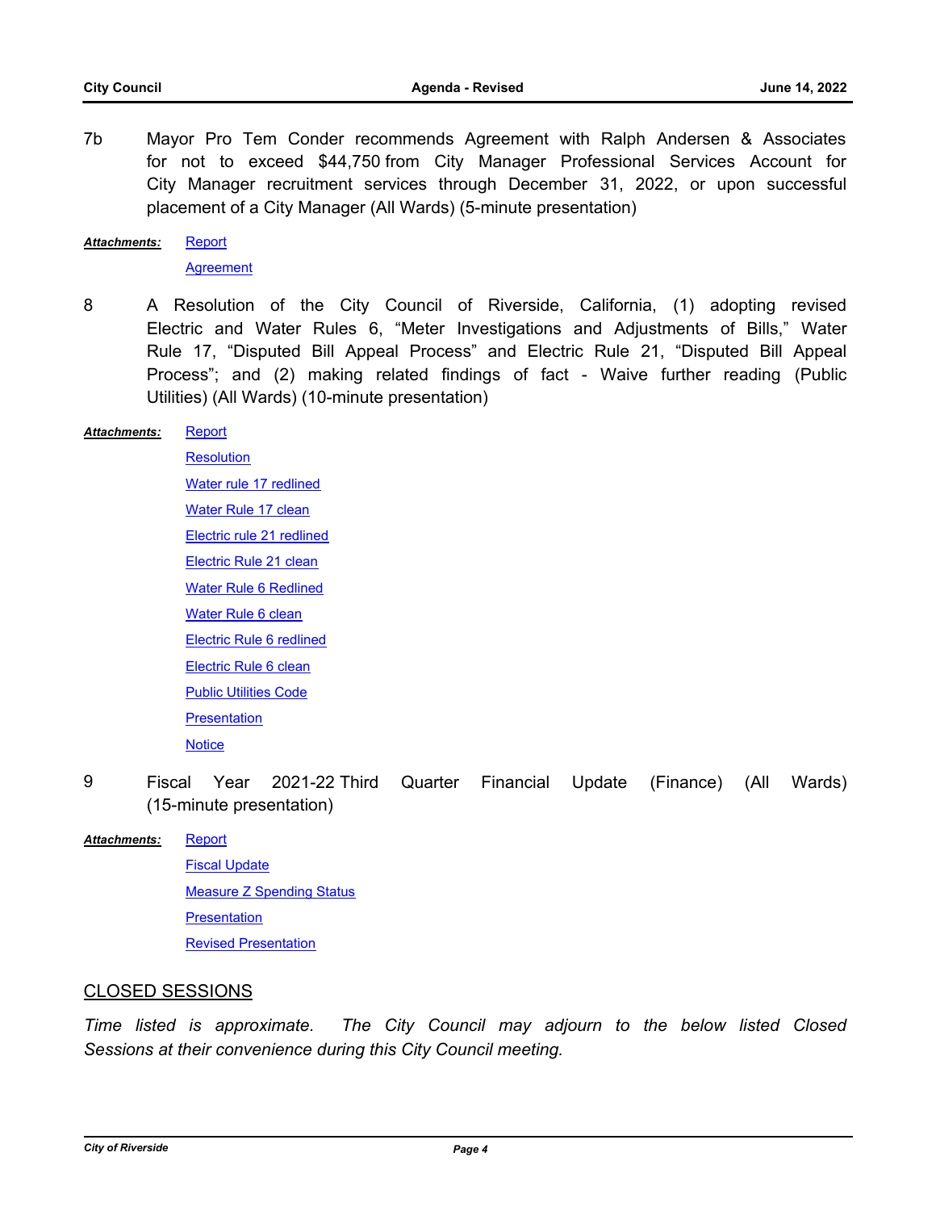7b Mayor Pro Tem Conder recommends Agreement with Ralph Andersen & Associates for not to exceed $44,750 from City Manager Professional Services Account for City Manager recruitment services through December 31, 2022, or upon successful placement of a City Manager (All Wards) (5-minute presentation)

***Attachments:*** Report
Agreement

8 A Resolution of the City Council of Riverside, California, (1) adopting revised Electric and Water Rules 6, "Meter Investigations and Adjustments of Bills," Water Rule 17, "Disputed Bill Appeal Process" and Electric Rule 21, "Disputed Bill Appeal Process"; and (2) making related findings of fact - Waive further reading (Public Utilities) (All Wards) (10-minute presentation)

***Attachments:*** Report
Resolution
Water rule 17 redlined
Water Rule 17 clean
Electric rule 21 redlined
Electric Rule 21 clean
Water Rule 6 Redlined
Water Rule 6 clean
Electric Rule 6 redlined
Electric Rule 6 clean
Public Utilities Code
Presentation
Notice

9 Fiscal Year 2021-22 Third Quarter Financial Update (Finance) (All Wards) (15-minute presentation)

***Attachments:*** Report
Fiscal Update
Measure Z Spending Status
Presentation
Revised Presentation

## CLOSED SESSIONS

*Time listed is approximate. The City Council may adjourn to the below listed Closed Sessions at their convenience during this City Council meeting.*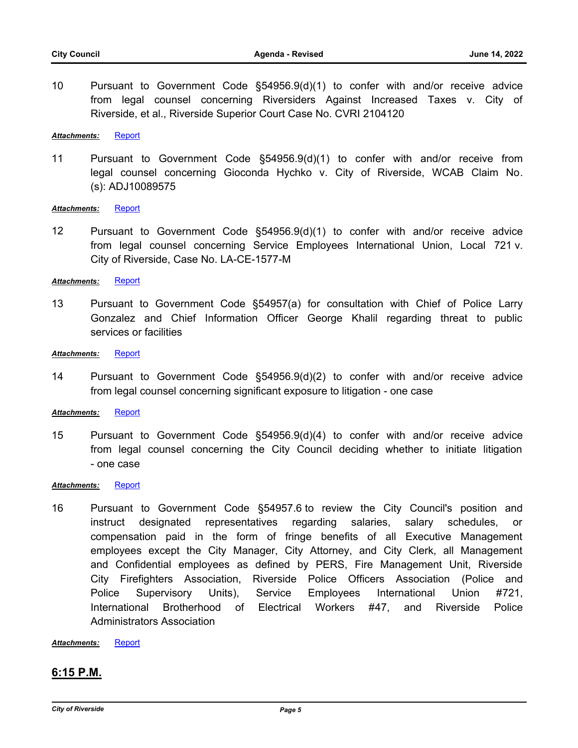10 Pursuant to Government Code §54956.9(d)(1) to confer with and/or receive advice from legal counsel concerning Riversiders Against Increased Taxes v. City of Riverside, et al., Riverside Superior Court Case No. CVRI 2104120

***Attachments:*** Report

11 Pursuant to Government Code §54956.9(d)(1) to confer with and/or receive from legal counsel concerning Gioconda Hychko v. City of Riverside, WCAB Claim No.(s): ADJ10089575

***Attachments:*** Report

12 Pursuant to Government Code §54956.9(d)(1) to confer with and/or receive advice from legal counsel concerning Service Employees International Union, Local 721 v. City of Riverside, Case No. LA-CE-1577-M

***Attachments:*** Report

13 Pursuant to Government Code §54957(a) for consultation with Chief of Police Larry Gonzalez and Chief Information Officer George Khalil regarding threat to public services or facilities

***Attachments:*** Report

14 Pursuant to Government Code §54956.9(d)(2) to confer with and/or receive advice from legal counsel concerning significant exposure to litigation - one case

***Attachments:*** Report

15 Pursuant to Government Code §54956.9(d)(4) to confer with and/or receive advice from legal counsel concerning the City Council deciding whether to initiate litigation - one case

***Attachments:*** Report

16 Pursuant to Government Code §54957.6 to review the City Council's position and instruct designated representatives regarding salaries, salary schedules, or compensation paid in the form of fringe benefits of all Executive Management employees except the City Manager, City Attorney, and City Clerk, all Management and Confidential employees as defined by PERS, Fire Management Unit, Riverside City Firefighters Association, Riverside Police Officers Association (Police and Police Supervisory Units), Service Employees International Union #721, International Brotherhood of Electrical Workers #47, and Riverside Police Administrators Association

***Attachments:*** Report

## 6:15 P.M.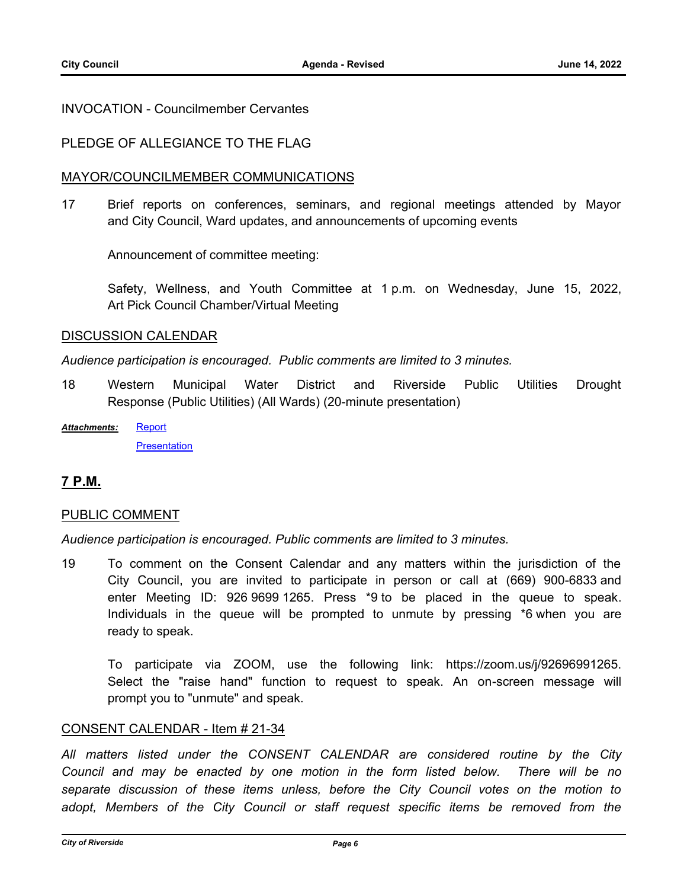INVOCATION - Councilmember Cervantes

PLEDGE OF ALLEGIANCE TO THE FLAG

MAYOR/COUNCILMEMBER COMMUNICATIONS

17 Brief reports on conferences, seminars, and regional meetings attended by Mayor and City Council, Ward updates, and announcements of upcoming events

Announcement of committee meeting:

Safety, Wellness, and Youth Committee at 1 p.m. on Wednesday, June 15, 2022, Art Pick Council Chamber/Virtual Meeting

DISCUSSION CALENDAR

*Audience participation is encouraged. Public comments are limited to 3 minutes.*

18 Western Municipal Water District and Riverside Public Utilities Drought Response (Public Utilities) (All Wards) (20-minute presentation)

***Attachments:*** Report
Presentation

## 7 P.M.

PUBLIC COMMENT

*Audience participation is encouraged. Public comments are limited to 3 minutes.*

19 To comment on the Consent Calendar and any matters within the jurisdiction of the City Council, you are invited to participate in person or call at (669) 900-6833 and enter Meeting ID: 926 9699 1265. Press *9 to be placed in the queue to speak. Individuals in the queue will be prompted to unmute by pressing *6 when you are ready to speak.

To participate via ZOOM, use the following link: https://zoom.us/j/92696991265. Select the "raise hand" function to request to speak. An on-screen message will prompt you to "unmute" and speak.

CONSENT CALENDAR - Item # 21-34

*All matters listed under the CONSENT CALENDAR are considered routine by the City Council and may be enacted by one motion in the form listed below. There will be no separate discussion of these items unless, before the City Council votes on the motion to adopt, Members of the City Council or staff request specific items be removed from the*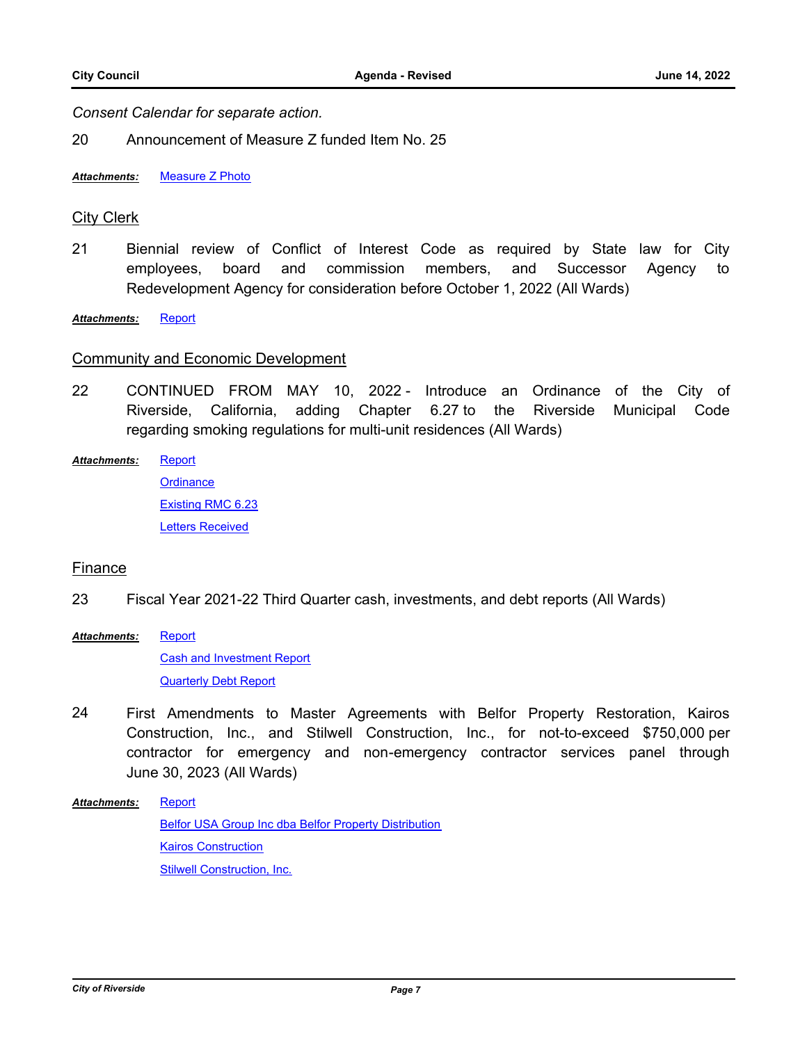*Consent Calendar for separate action.*

20 Announcement of Measure Z funded Item No. 25

***Attachments:*** Measure Z Photo

## City Clerk

21 Biennial review of Conflict of Interest Code as required by State law for City employees, board and commission members, and Successor Agency to Redevelopment Agency for consideration before October 1, 2022 (All Wards)

***Attachments:*** Report

## Community and Economic Development

22 CONTINUED FROM MAY 10, 2022 - Introduce an Ordinance of the City of Riverside, California, adding Chapter 6.27 to the Riverside Municipal Code regarding smoking regulations for multi-unit residences (All Wards)

***Attachments:*** Report
Ordinance
Existing RMC 6.23
Letters Received

## Finance

23 Fiscal Year 2021-22 Third Quarter cash, investments, and debt reports (All Wards)

***Attachments:*** Report
Cash and Investment Report
Quarterly Debt Report

24 First Amendments to Master Agreements with Belfor Property Restoration, Kairos Construction, Inc., and Stilwell Construction, Inc., for not-to-exceed $750,000 per contractor for emergency and non-emergency contractor services panel through June 30, 2023 (All Wards)

***Attachments:*** Report
Belfor USA Group Inc dba Belfor Property Distribution
Kairos Construction
Stilwell Construction, Inc.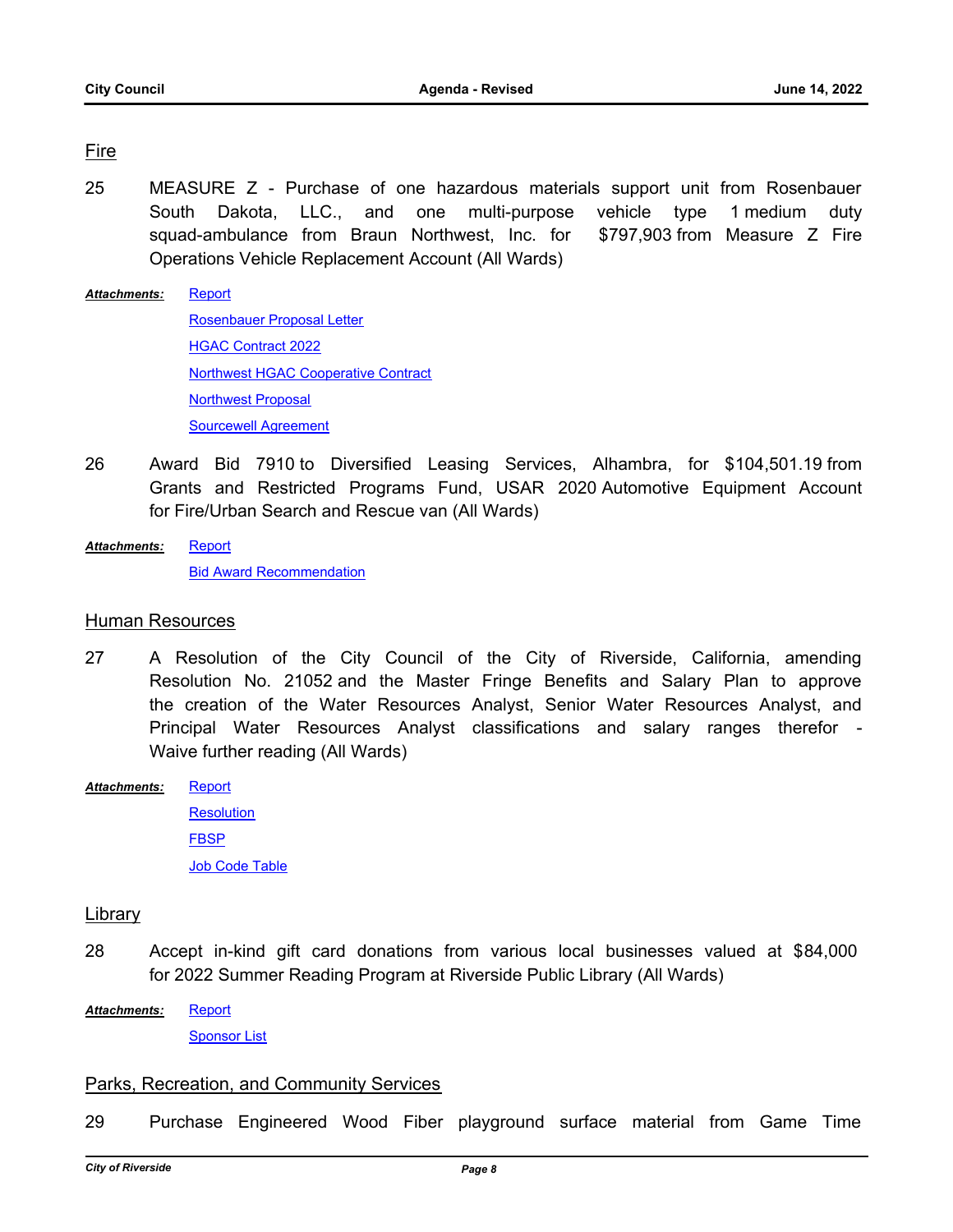## Fire

25 MEASURE Z - Purchase of one hazardous materials support unit from Rosenbauer South Dakota, LLC., and one multi-purpose vehicle type 1 medium duty squad-ambulance from Braun Northwest, Inc. for $797,903 from Measure Z Fire Operations Vehicle Replacement Account (All Wards)

***Attachments:*** Report
Rosenbauer Proposal Letter
HGAC Contract 2022
Northwest HGAC Cooperative Contract
Northwest Proposal
Sourcewell Agreement

26 Award Bid 7910 to Diversified Leasing Services, Alhambra, for $104,501.19 from Grants and Restricted Programs Fund, USAR 2020 Automotive Equipment Account for Fire/Urban Search and Rescue van (All Wards)

***Attachments:*** Report
Bid Award Recommendation

## Human Resources

27 A Resolution of the City Council of the City of Riverside, California, amending Resolution No. 21052 and the Master Fringe Benefits and Salary Plan to approve the creation of the Water Resources Analyst, Senior Water Resources Analyst, and Principal Water Resources Analyst classifications and salary ranges therefor - Waive further reading (All Wards)

***Attachments:*** Report
Resolution
FBSP
Job Code Table

## Library

28 Accept in-kind gift card donations from various local businesses valued at $84,000 for 2022 Summer Reading Program at Riverside Public Library (All Wards)

***Attachments:*** Report
Sponsor List

## Parks, Recreation, and Community Services

29 Purchase Engineered Wood Fiber playground surface material from Game Time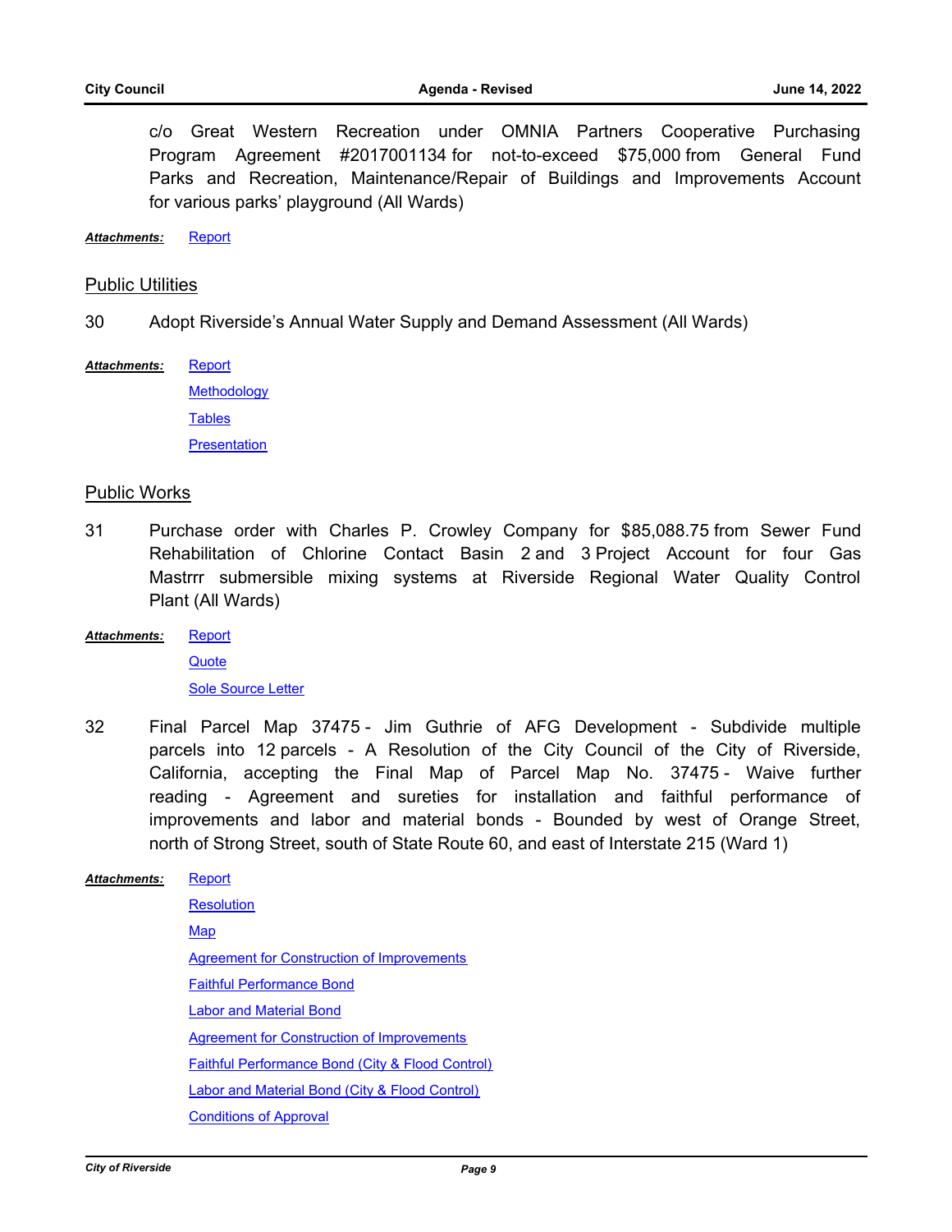c/o Great Western Recreation under OMNIA Partners Cooperative Purchasing Program Agreement #2017001134 for not-to-exceed $75,000 from General Fund Parks and Recreation, Maintenance/Repair of Buildings and Improvements Account for various parks' playground (All Wards)

***Attachments:*** Report

## Public Utilities

30 Adopt Riverside's Annual Water Supply and Demand Assessment (All Wards)

***Attachments:*** Report
Methodology
Tables
Presentation

## Public Works

31 Purchase order with Charles P. Crowley Company for $85,088.75 from Sewer Fund Rehabilitation of Chlorine Contact Basin 2 and 3 Project Account for four Gas Mastrrr submersible mixing systems at Riverside Regional Water Quality Control Plant (All Wards)

***Attachments:*** Report
Quote
Sole Source Letter

32 Final Parcel Map 37475 - Jim Guthrie of AFG Development - Subdivide multiple parcels into 12 parcels - A Resolution of the City Council of the City of Riverside, California, accepting the Final Map of Parcel Map No. 37475 - Waive further reading - Agreement and sureties for installation and faithful performance of improvements and labor and material bonds - Bounded by west of Orange Street, north of Strong Street, south of State Route 60, and east of Interstate 215 (Ward 1)

***Attachments:*** Report
Resolution
Map
Agreement for Construction of Improvements
Faithful Performance Bond
Labor and Material Bond
Agreement for Construction of Improvements
Faithful Performance Bond (City & Flood Control)
Labor and Material Bond (City & Flood Control)
Conditions of Approval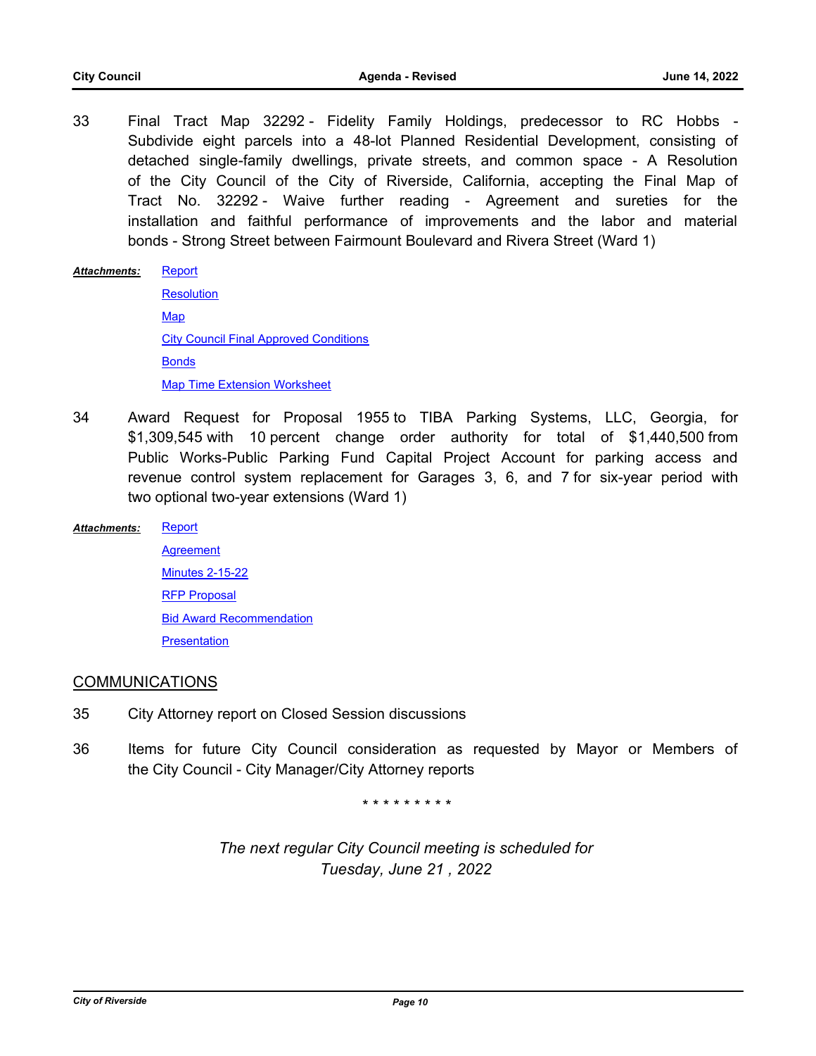33 Final Tract Map 32292 - Fidelity Family Holdings, predecessor to RC Hobbs - Subdivide eight parcels into a 48-lot Planned Residential Development, consisting of detached single-family dwellings, private streets, and common space - A Resolution of the City Council of the City of Riverside, California, accepting the Final Map of Tract No. 32292 - Waive further reading - Agreement and sureties for the installation and faithful performance of improvements and the labor and material bonds - Strong Street between Fairmount Boulevard and Rivera Street (Ward 1)

***Attachments:*** Report
Resolution
Map
City Council Final Approved Conditions
Bonds
Map Time Extension Worksheet

34 Award Request for Proposal 1955 to TIBA Parking Systems, LLC, Georgia, for $1,309,545 with 10 percent change order authority for total of $1,440,500 from Public Works-Public Parking Fund Capital Project Account for parking access and revenue control system replacement for Garages 3, 6, and 7 for six-year period with two optional two-year extensions (Ward 1)

***Attachments:*** Report
Agreement
Minutes 2-15-22
RFP Proposal
Bid Award Recommendation
Presentation

## COMMUNICATIONS

35 City Attorney report on Closed Session discussions

36 Items for future City Council consideration as requested by Mayor or Members of the City Council - City Manager/City Attorney reports

\* \* \* \* \* \* \* \* \*

*The next regular City Council meeting is scheduled for Tuesday, June 21 , 2022*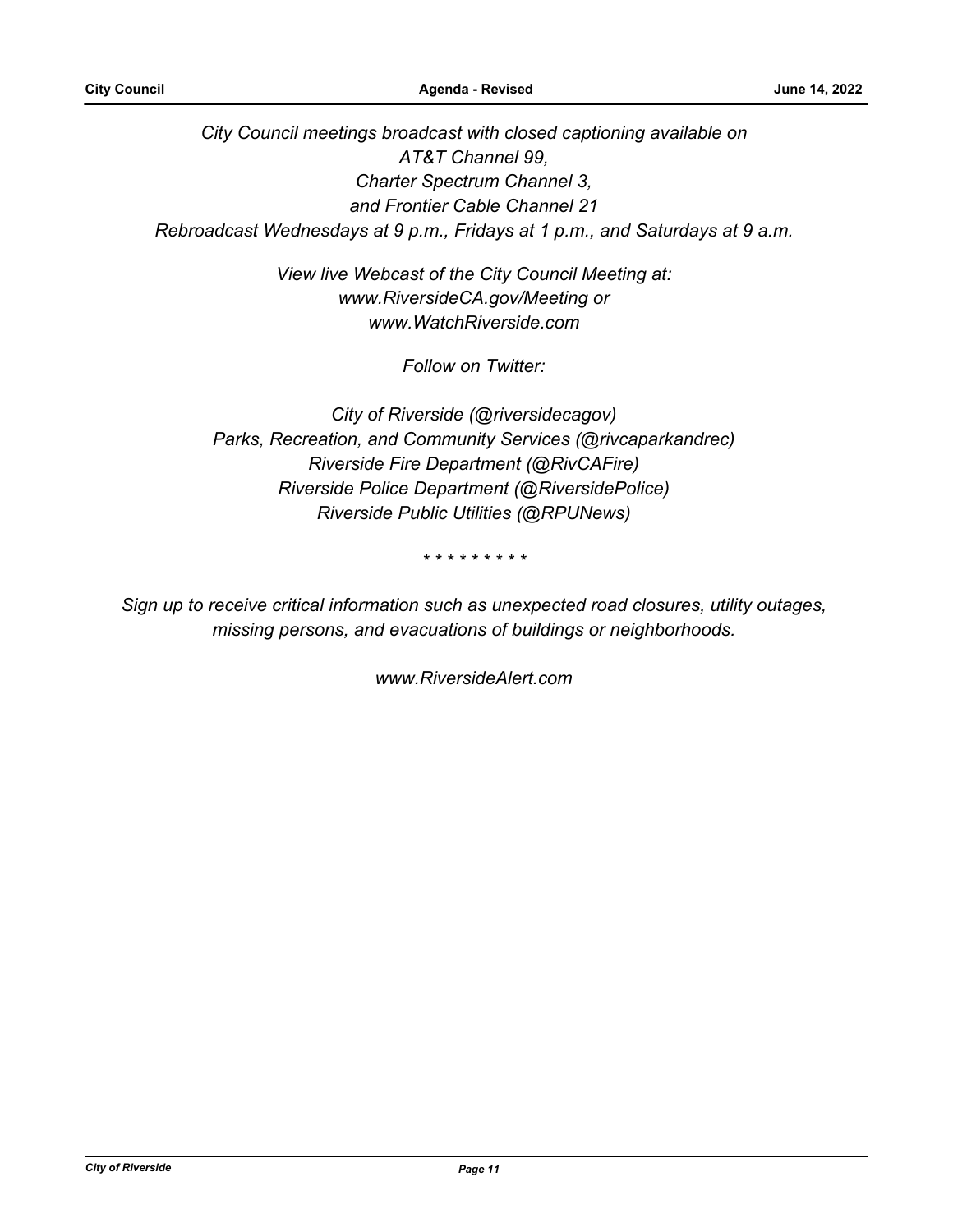*City Council meetings broadcast with closed captioning available on*
*AT&T Channel 99,*
*Charter Spectrum Channel 3,*
*and Frontier Cable Channel 21*
*Rebroadcast Wednesdays at 9 p.m., Fridays at 1 p.m., and Saturdays at 9 a.m.*

*View live Webcast of the City Council Meeting at:*
*www.RiversideCA.gov/Meeting or*
*www.WatchRiverside.com*

*Follow on Twitter:*

*City of Riverside (@riversidecagov)*
*Parks, Recreation, and Community Services (@rivcaparkandrec)*
*Riverside Fire Department (@RivCAFire)*
*Riverside Police Department (@RiversidePolice)*
*Riverside Public Utilities (@RPUNews)*

\* \* \* \* \* \* \* \* \*

*Sign up to receive critical information such as unexpected road closures, utility outages, missing persons, and evacuations of buildings or neighborhoods.*

*www.RiversideAlert.com*